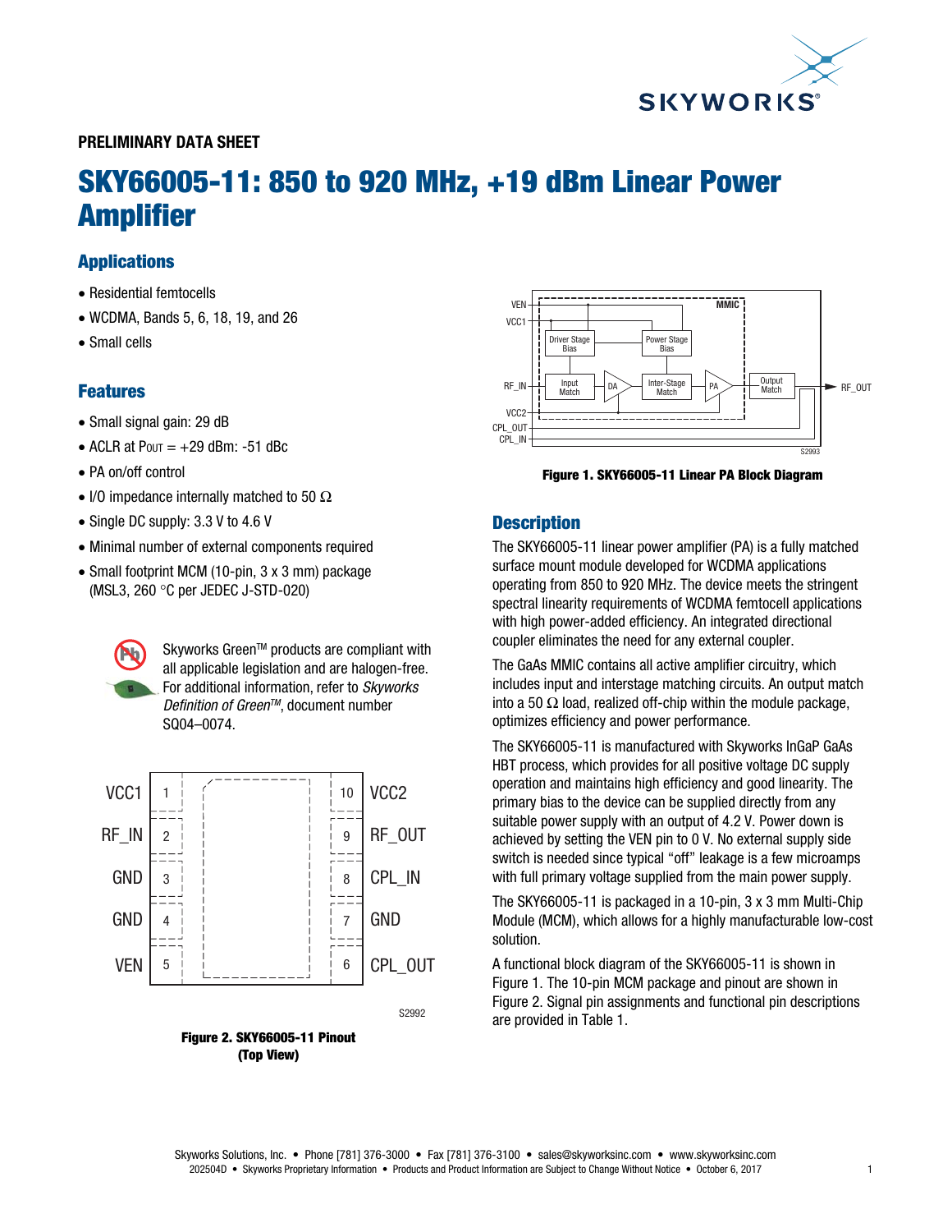PRELIMINARY DATA SHEET

# SKY66005-11: 850 to 920 MHz, +19 dBm Linear Power Amplifier

## Applications

- Residential femtocells
- WCDMA, Bands 5, 6, 18, 19, and 26
- Small cells

## Features

- Small signal gain: 29 dB
- ACLR at $P_{OUT}$ = +29 dBm: -51 dBc
- PA on/off control
- I/O impedance internally matched to 50 Ω
- Single DC supply: 3.3 V to 4.6 V
- Minimal number of external components required
- Small footprint MCM (10-pin, 3 x 3 mm) package (MSL3, 260 °C per JEDEC J-STD-020)

Skyworks Green™ products are compliant with all applicable legislation and are halogen-free. For additional information, refer to *Skyworks Definition of Green™*, document number SQ04–0074.

**Figure 2. SKY66005-11 Pinout (Top View)**

**Figure 1. SKY66005-11 Linear PA Block Diagram**

## Description

The SKY66005-11 linear power amplifier (PA) is a fully matched surface mount module developed for WCDMA applications operating from 850 to 920 MHz. The device meets the stringent spectral linearity requirements of WCDMA femtocell applications with high power-added efficiency. An integrated directional coupler eliminates the need for any external coupler.

The GaAs MMIC contains all active amplifier circuitry, which includes input and interstage matching circuits. An output match into a 50 Ω load, realized off-chip within the module package, optimizes efficiency and power performance.

The SKY66005-11 is manufactured with Skyworks InGaP GaAs HBT process, which provides for all positive voltage DC supply operation and maintains high efficiency and good linearity. The primary bias to the device can be supplied directly from any suitable power supply with an output of 4.2 V. Power down is achieved by setting the VEN pin to 0 V. No external supply side switch is needed since typical "off" leakage is a few microamps with full primary voltage supplied from the main power supply.

The SKY66005-11 is packaged in a 10-pin, 3 x 3 mm Multi-Chip Module (MCM), which allows for a highly manufacturable low-cost solution.

A functional block diagram of the SKY66005-11 is shown in Figure 1. The 10-pin MCM package and pinout are shown in Figure 2. Signal pin assignments and functional pin descriptions are provided in Table 1.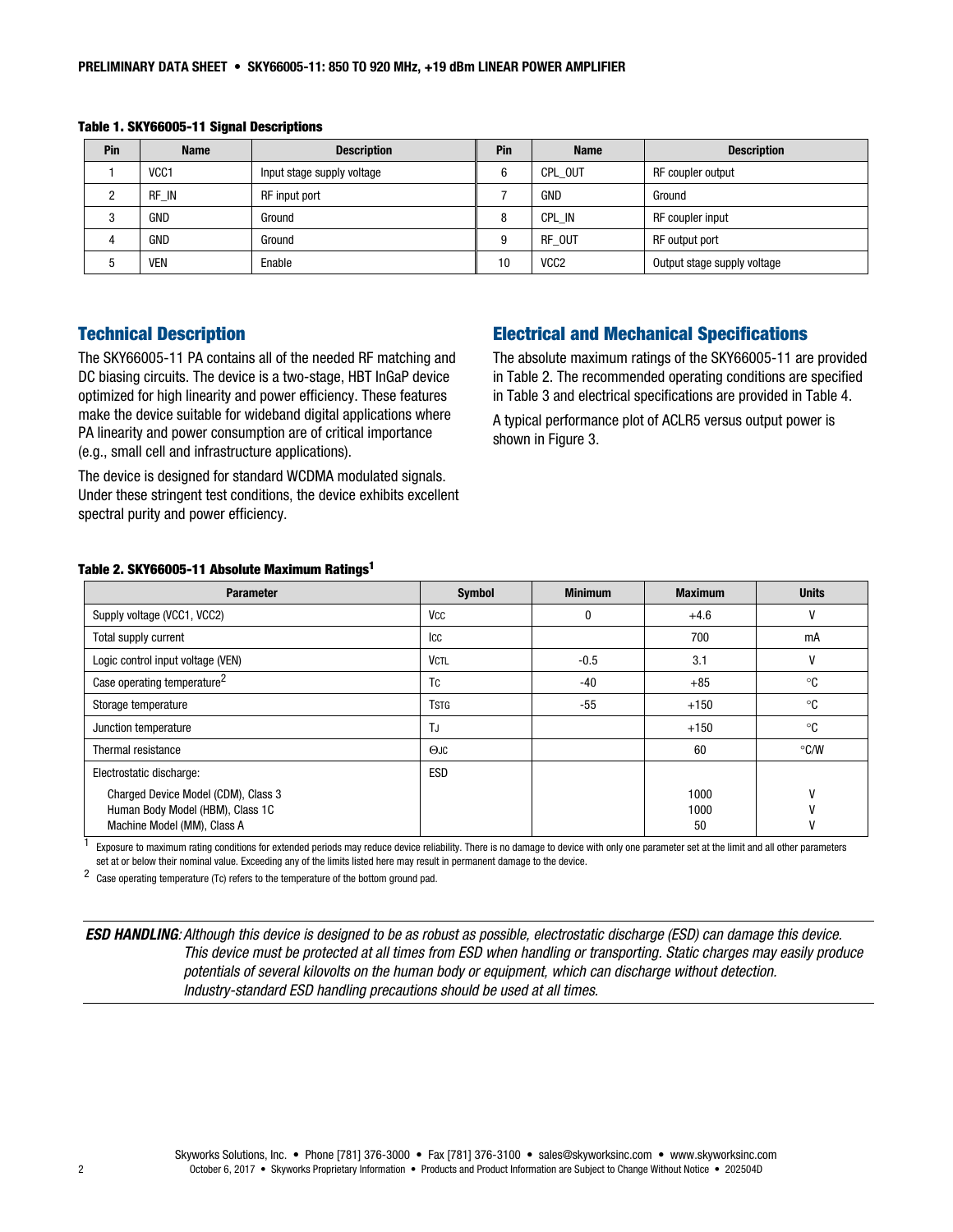**Table 1. SKY66005-11 Signal Descriptions**

| Pin | Name | Description | Pin | Name | Description |
|---|---|---|---|---|---|
| 1 | VCC1 | Input stage supply voltage | 6 | CPL_OUT | RF coupler output |
| 2 | RF_IN | RF input port | 7 | GND | Ground |
| 3 | GND | Ground | 8 | CPL_IN | RF coupler input |
| 4 | GND | Ground | 9 | RF_OUT | RF output port |
| 5 | VEN | Enable | 10 | VCC2 | Output stage supply voltage |

## Technical Description

The SKY66005-11 PA contains all of the needed RF matching and DC biasing circuits. The device is a two-stage, HBT InGaP device optimized for high linearity and power efficiency. These features make the device suitable for wideband digital applications where PA linearity and power consumption are of critical importance (e.g., small cell and infrastructure applications).

The device is designed for standard WCDMA modulated signals. Under these stringent test conditions, the device exhibits excellent spectral purity and power efficiency.

## Electrical and Mechanical Specifications

The absolute maximum ratings of the SKY66005-11 are provided in Table 2. The recommended operating conditions are specified in Table 3 and electrical specifications are provided in Table 4.

A typical performance plot of ACLR5 versus output power is shown in Figure 3.

**Table 2. SKY66005-11 Absolute Maximum Ratings[1]**

| Parameter | Symbol | Minimum | Maximum | Units |
|---|---|---|---|---|
| Supply voltage (VCC1, VCC2) | $V_{CC}$ | 0 | +4.6 | V |
| Total supply current | $I_{CC}$ | | 700 | mA |
| Logic control input voltage (VEN) | $V_{CTL}$ | -0.5 | 3.1 | V |
| Case operating temperature[2] | $T_C$ | -40 | +85 | °C |
| Storage temperature | $T_{STG}$ | -55 | +150 | °C |
| Junction temperature | $T_J$ | | +150 | °C |
| Thermal resistance | $\Theta_{JC}$ | | 60 | °C/W |
| Electrostatic discharge: | ESD | | | |
| Charged Device Model (CDM), Class 3 | | | 1000 | V |
| Human Body Model (HBM), Class 1C | | | 1000 | V |
| Machine Model (MM), Class A | | | 50 | V |

[1] Exposure to maximum rating conditions for extended periods may reduce device reliability. There is no damage to device with only one parameter set at the limit and all other parameters set at or below their nominal value. Exceeding any of the limits listed here may result in permanent damage to the device.

[2] Case operating temperature (Tc) refers to the temperature of the bottom ground pad.

***ESD HANDLING**: Although this device is designed to be as robust as possible, electrostatic discharge (ESD) can damage this device. This device must be protected at all times from ESD when handling or transporting. Static charges may easily produce potentials of several kilovolts on the human body or equipment, which can discharge without detection. Industry-standard ESD handling precautions should be used at all times.*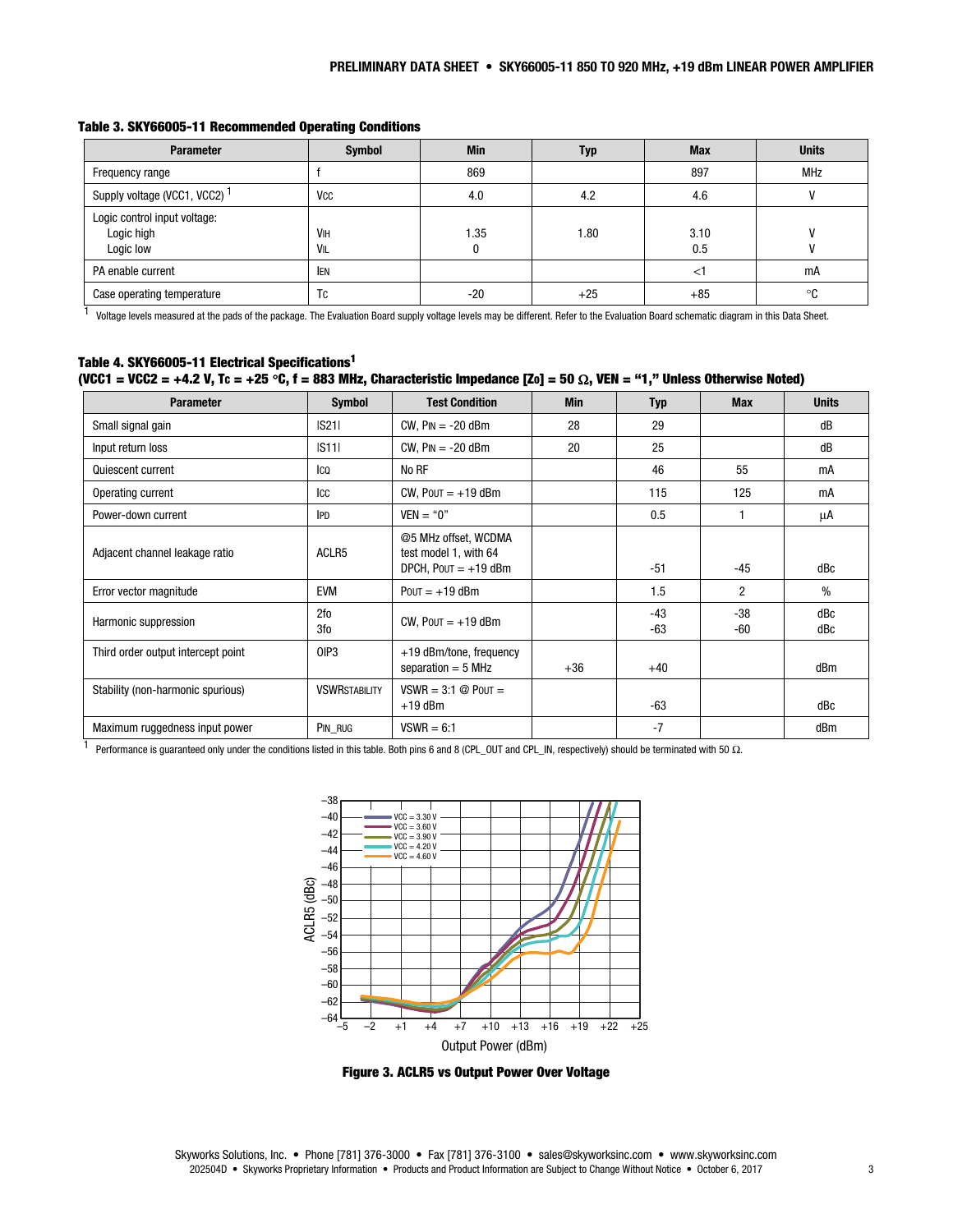**Table 3. SKY66005-11 Recommended Operating Conditions**

| Parameter | Symbol | Min | Typ | Max | Units |
|---|---|---|---|---|---|
| Frequency range | f | 869 | | 897 | MHz |
| Supply voltage (VCC1, VCC2) [1] | $V_{CC}$ | 4.0 | 4.2 | 4.6 | V |
| Logic control input voltage:<br>Logic high<br>Logic low | <br>$V_{IH}$<br>$V_{IL}$ | <br>1.35<br>0 | <br>1.80 | <br>3.10<br>0.5 | <br>V<br>V |
| PA enable current | $I_{EN}$ | | | <1 | mA |
| Case operating temperature | $T_C$ | -20 | +25 | +85 | °C |

[1] Voltage levels measured at the pads of the package. The Evaluation Board supply voltage levels may be different. Refer to the Evaluation Board schematic diagram in this Data Sheet.

**Table 4. SKY66005-11 Electrical Specifications[1]**
**(VCC1 = VCC2 = +4.2 V, $T_C$ = +25 °C, f = 883 MHz, Characteristic Impedance [$Z_0$] = 50 Ω, VEN = "1," Unless Otherwise Noted)**

| Parameter | Symbol | Test Condition | Min | Typ | Max | Units |
|---|---|---|---|---|---|---|
| Small signal gain | \|S21\| | CW, $P_{IN}$ = -20 dBm | 28 | 29 | | dB |
| Input return loss | \|S11\| | CW, $P_{IN}$ = -20 dBm | 20 | 25 | | dB |
| Quiescent current | $I_{CQ}$ | No RF | | 46 | 55 | mA |
| Operating current | $I_{CC}$ | CW, $P_{OUT}$ = +19 dBm | | 115 | 125 | mA |
| Power-down current | $I_{PD}$ | VEN = "0" | | 0.5 | 1 | µA |
| Adjacent channel leakage ratio | ACLR5 | @5 MHz offset, WCDMA test model 1, with 64 DPCH, $P_{OUT}$ = +19 dBm | | -51 | -45 | dBc |
| Error vector magnitude | EVM | $P_{OUT}$ = +19 dBm | | 1.5 | 2 | % |
| Harmonic suppression | 2fo<br>3fo | CW, $P_{OUT}$ = +19 dBm | | -43<br>-63 | -38<br>-60 | dBc<br>dBc |
| Third order output intercept point | OIP3 | +19 dBm/tone, frequency separation = 5 MHz | +36 | +40 | | dBm |
| Stability (non-harmonic spurious) | $VSWR_{STABILITY}$ | VSWR = 3:1 @ $P_{OUT}$ = +19 dBm | | -63 | | dBc |
| Maximum ruggedness input power | $P_{IN\_RUG}$ | VSWR = 6:1 | | -7 | | dBm |

[1] Performance is guaranteed only under the conditions listed in this table. Both pins 6 and 8 (CPL_OUT and CPL_IN, respectively) should be terminated with 50 Ω.

**Figure 3. ACLR5 vs Output Power Over Voltage**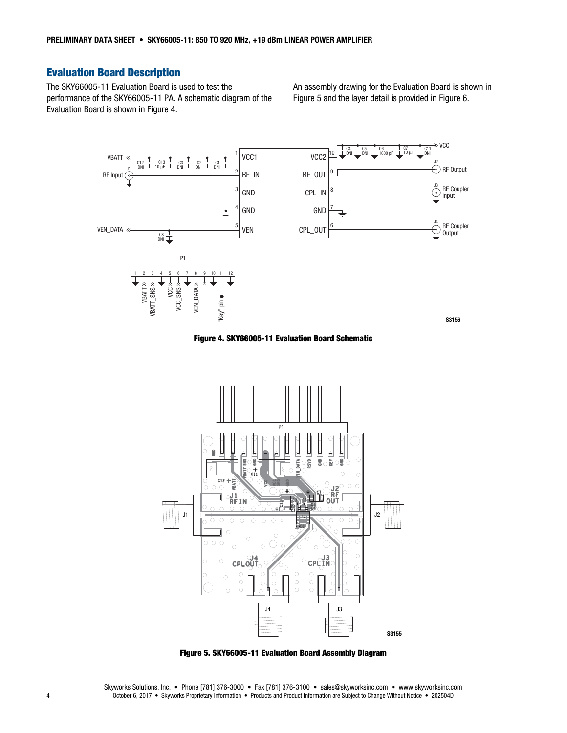## Evaluation Board Description

The SKY66005-11 Evaluation Board is used to test the performance of the SKY66005-11 PA. A schematic diagram of the Evaluation Board is shown in Figure 4.

An assembly drawing for the Evaluation Board is shown in Figure 5 and the layer detail is provided in Figure 6.

**Figure 4. SKY66005-11 Evaluation Board Schematic**

**Figure 5. SKY66005-11 Evaluation Board Assembly Diagram**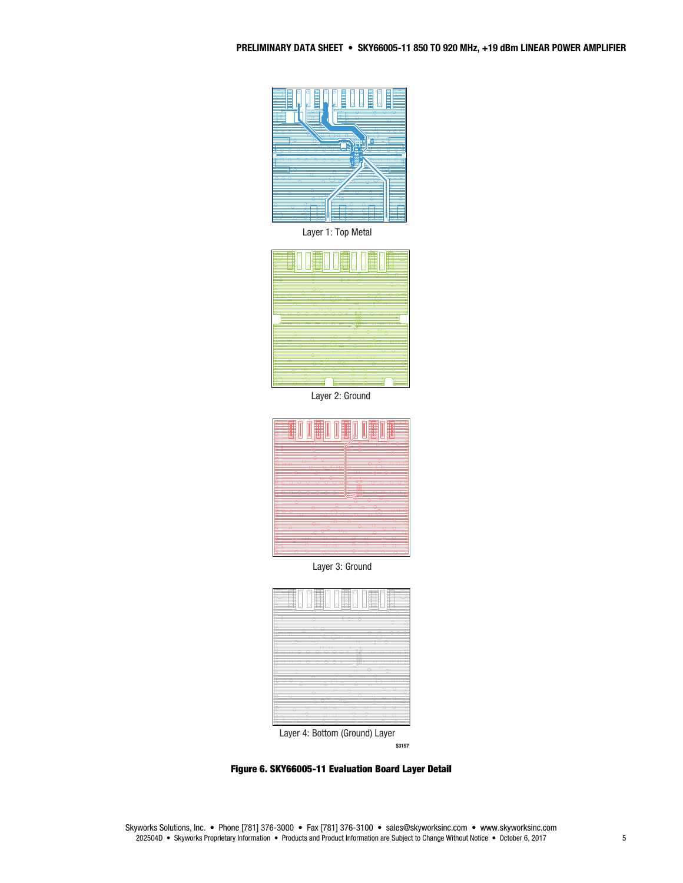Layer 1: Top Metal

Layer 2: Ground

Layer 3: Ground

Layer 4: Bottom (Ground) Layer

S3157

**Figure 6. SKY66005-11 Evaluation Board Layer Detail**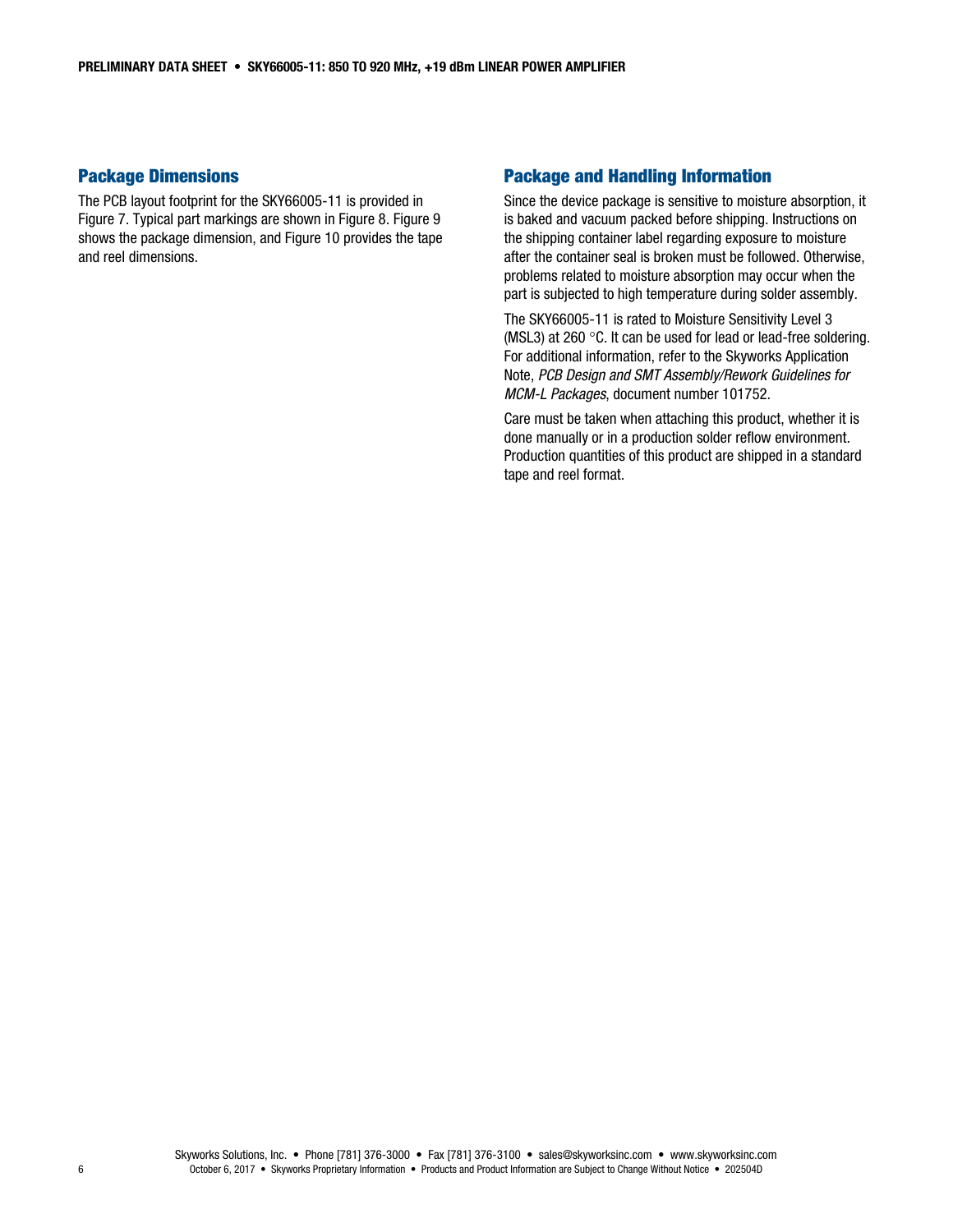## Package Dimensions

The PCB layout footprint for the SKY66005-11 is provided in Figure 7. Typical part markings are shown in Figure 8. Figure 9 shows the package dimension, and Figure 10 provides the tape and reel dimensions.

## Package and Handling Information

Since the device package is sensitive to moisture absorption, it is baked and vacuum packed before shipping. Instructions on the shipping container label regarding exposure to moisture after the container seal is broken must be followed. Otherwise, problems related to moisture absorption may occur when the part is subjected to high temperature during solder assembly.

The SKY66005-11 is rated to Moisture Sensitivity Level 3 (MSL3) at 260 °C. It can be used for lead or lead-free soldering. For additional information, refer to the Skyworks Application Note, *PCB Design and SMT Assembly/Rework Guidelines for MCM-L Packages*, document number 101752.

Care must be taken when attaching this product, whether it is done manually or in a production solder reflow environment. Production quantities of this product are shipped in a standard tape and reel format.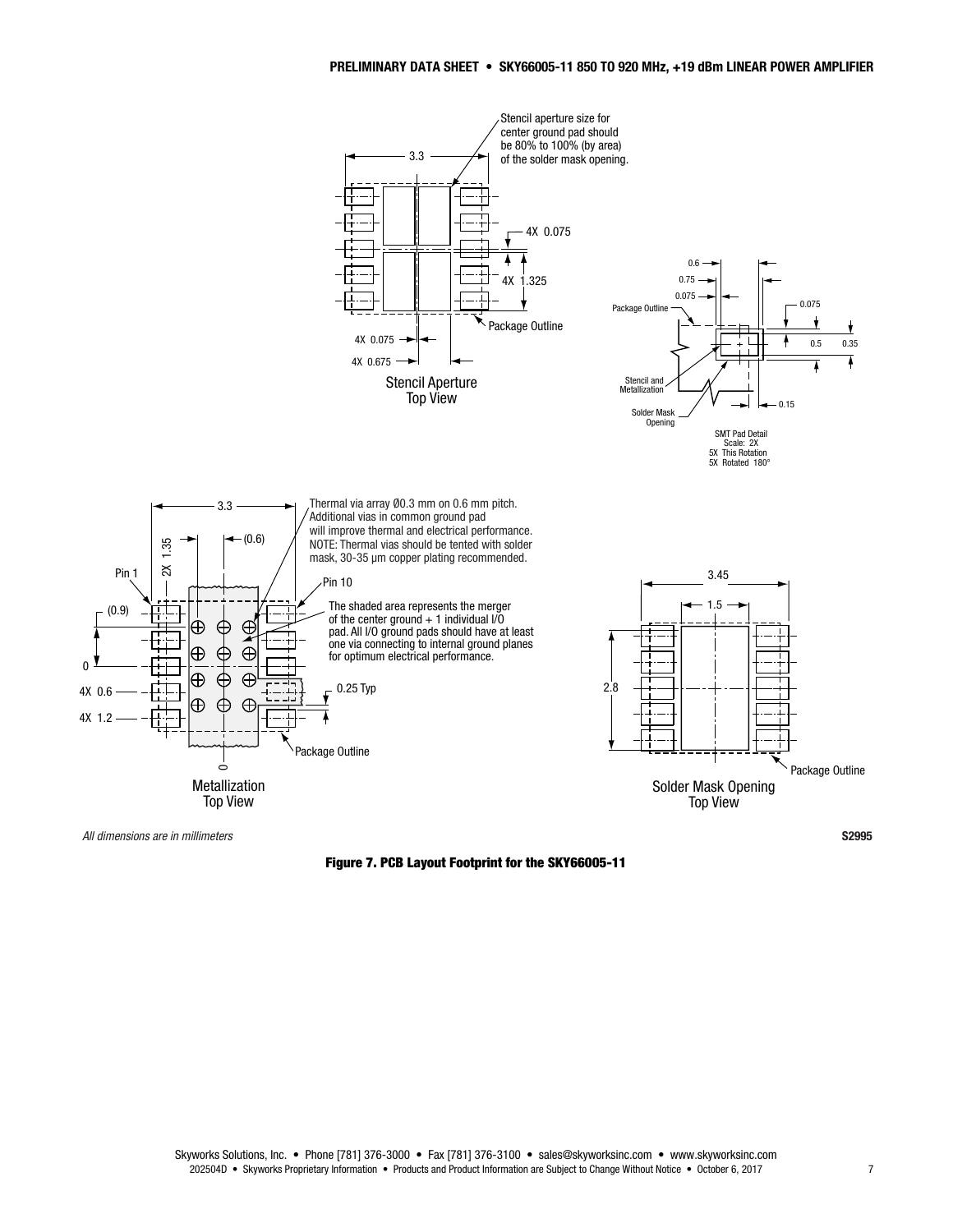Stencil Aperture Top View

Stencil aperture size for center ground pad should be 80% to 100% (by area) of the solder mask opening.

3.3

4X 0.075

4X 1.325

Package Outline

4X 0.075

4X 0.675

SMT Pad Detail
Scale: 2X
5X This Rotation
5X Rotated 180°

0.6
0.75
0.075
Package Outline
0.075
0.5
0.35
Stencil and Metallization
Solder Mask Opening
0.15

Metallization Top View

3.3

Thermal via array Ø0.3 mm on 0.6 mm pitch. Additional vias in common ground pad will improve thermal and electrical performance.
NOTE: Thermal vias should be tented with solder mask, 30-35 μm copper plating recommended.

2X 1.35

(0.6)

Pin 1

Pin 10

The shaded area represents the merger of the center ground + 1 individual I/O pad. All I/O ground pads should have at least one via connecting to internal ground planes for optimum electrical performance.

(0.9)

0

4X 0.6

4X 1.2

0.25 Typ

Package Outline

0

Solder Mask Opening Top View

3.45

1.5

2.8

Package Outline

*All dimensions are in millimeters*

S2995

**Figure 7. PCB Layout Footprint for the SKY66005-11**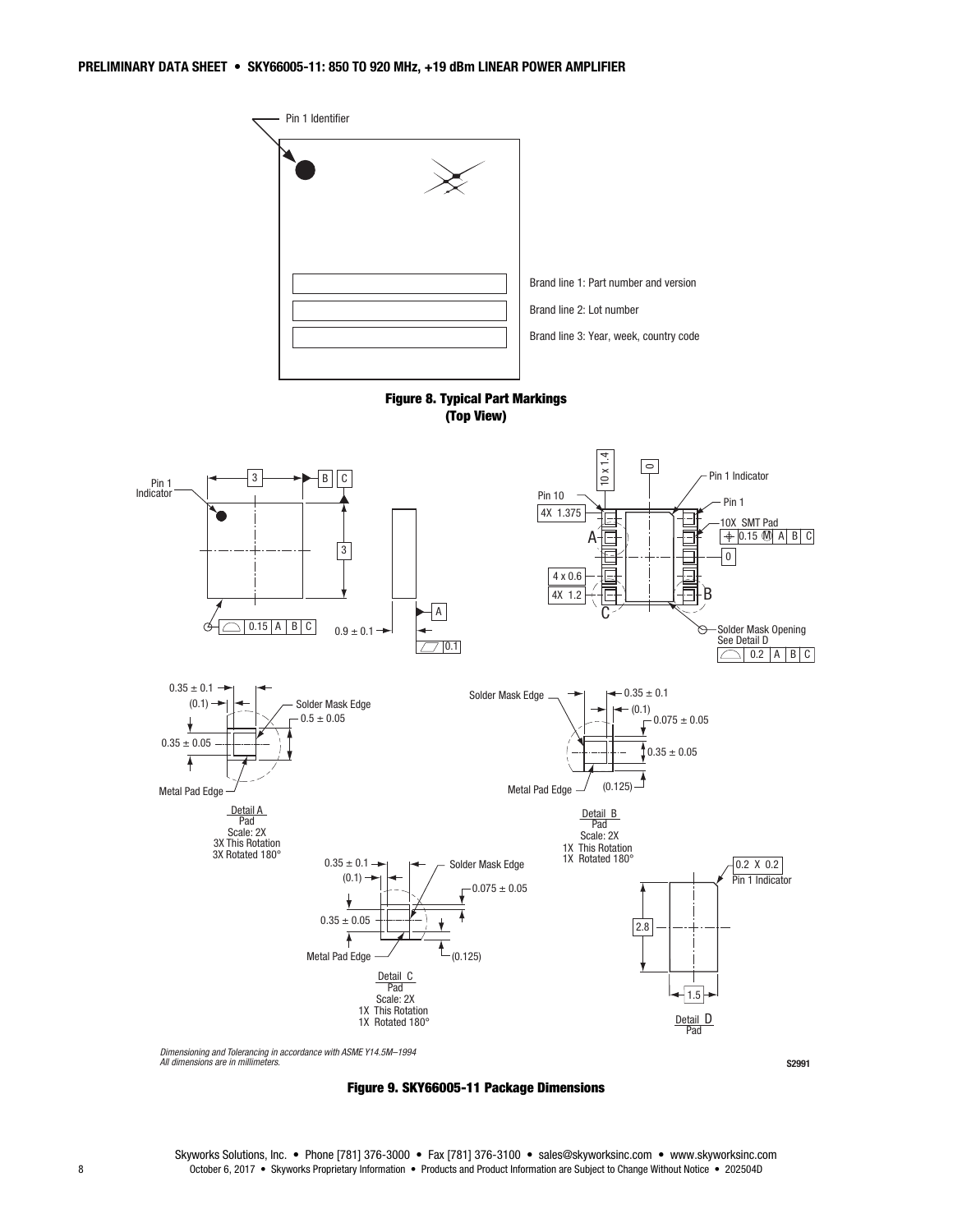Pin 1 Identifier

Brand line 1: Part number and version

Brand line 2: Lot number

Brand line 3: Year, week, country code

**Figure 8. Typical Part Markings (Top View)**

Detail A Pad Scale: 2X 3X This Rotation 3X Rotated 180°

Detail B Pad Scale: 2X 1X This Rotation 1X Rotated 180°

Detail C Pad Scale: 2X 1X This Rotation 1X Rotated 180°

Detail D Pad

*Dimensioning and Tolerancing in accordance with ASME Y14.5M–1994*
*All dimensions are in millimeters.*

S2991

**Figure 9. SKY66005-11 Package Dimensions**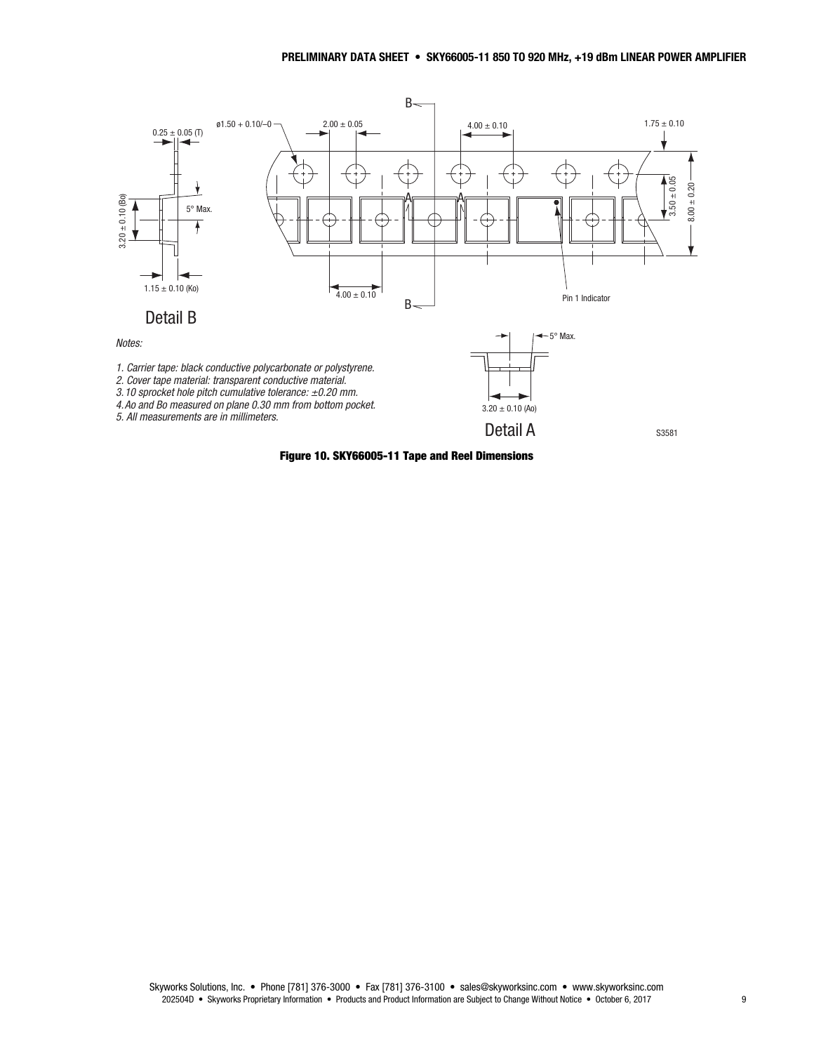0.25 ± 0.05 (T)

ø1.50 + 0.10/–0

2.00 ± 0.05

4.00 ± 0.10

1.75 ± 0.10

3.20 ± 0.10 (Bo)

5° Max.

3.50 ± 0.05

8.00 ± 0.20

1.15 ± 0.10 (Ko)

4.00 ± 0.10

Pin 1 Indicator

Detail B

*Notes:*

*1. Carrier tape: black conductive polycarbonate or polystyrene.*
*2. Cover tape material: transparent conductive material.*
*3. 10 sprocket hole pitch cumulative tolerance: ±0.20 mm.*
*4. Ao and Bo measured on plane 0.30 mm from bottom pocket.*
*5. All measurements are in millimeters.*

5° Max.

3.20 ± 0.10 (Ao)

Detail A

S3581

**Figure 10. SKY66005-11 Tape and Reel Dimensions**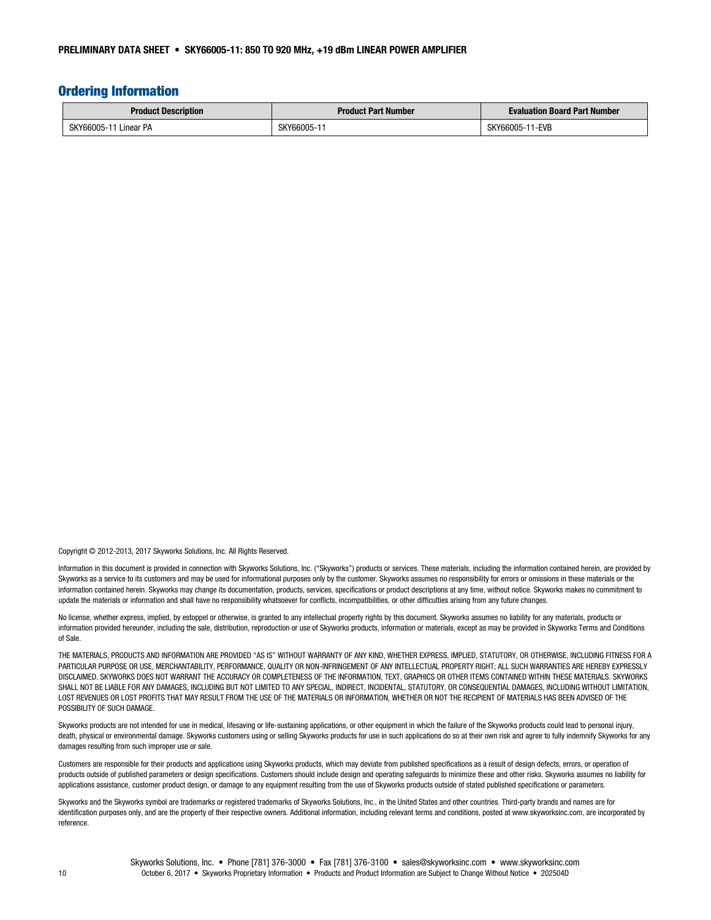## Ordering Information

| Product Description | Product Part Number | Evaluation Board Part Number |
| --- | --- | --- |
| SKY66005-11 Linear PA | SKY66005-11 | SKY66005-11-EVB |

Copyright © 2012-2013, 2017 Skyworks Solutions, Inc. All Rights Reserved.

Information in this document is provided in connection with Skyworks Solutions, Inc. ("Skyworks") products or services. These materials, including the information contained herein, are provided by Skyworks as a service to its customers and may be used for informational purposes only by the customer. Skyworks assumes no responsibility for errors or omissions in these materials or the information contained herein. Skyworks may change its documentation, products, services, specifications or product descriptions at any time, without notice. Skyworks makes no commitment to update the materials or information and shall have no responsibility whatsoever for conflicts, incompatibilities, or other difficulties arising from any future changes.

No license, whether express, implied, by estoppel or otherwise, is granted to any intellectual property rights by this document. Skyworks assumes no liability for any materials, products or information provided hereunder, including the sale, distribution, reproduction or use of Skyworks products, information or materials, except as may be provided in Skyworks Terms and Conditions of Sale.

THE MATERIALS, PRODUCTS AND INFORMATION ARE PROVIDED "AS IS" WITHOUT WARRANTY OF ANY KIND, WHETHER EXPRESS, IMPLIED, STATUTORY, OR OTHERWISE, INCLUDING FITNESS FOR A PARTICULAR PURPOSE OR USE, MERCHANTABILITY, PERFORMANCE, QUALITY OR NON-INFRINGEMENT OF ANY INTELLECTUAL PROPERTY RIGHT; ALL SUCH WARRANTIES ARE HEREBY EXPRESSLY DISCLAIMED. SKYWORKS DOES NOT WARRANT THE ACCURACY OR COMPLETENESS OF THE INFORMATION, TEXT, GRAPHICS OR OTHER ITEMS CONTAINED WITHIN THESE MATERIALS. SKYWORKS SHALL NOT BE LIABLE FOR ANY DAMAGES, INCLUDING BUT NOT LIMITED TO ANY SPECIAL, INDIRECT, INCIDENTAL, STATUTORY, OR CONSEQUENTIAL DAMAGES, INCLUDING WITHOUT LIMITATION, LOST REVENUES OR LOST PROFITS THAT MAY RESULT FROM THE USE OF THE MATERIALS OR INFORMATION, WHETHER OR NOT THE RECIPIENT OF MATERIALS HAS BEEN ADVISED OF THE POSSIBILITY OF SUCH DAMAGE.

Skyworks products are not intended for use in medical, lifesaving or life-sustaining applications, or other equipment in which the failure of the Skyworks products could lead to personal injury, death, physical or environmental damage. Skyworks customers using or selling Skyworks products for use in such applications do so at their own risk and agree to fully indemnify Skyworks for any damages resulting from such improper use or sale.

Customers are responsible for their products and applications using Skyworks products, which may deviate from published specifications as a result of design defects, errors, or operation of products outside of published parameters or design specifications. Customers should include design and operating safeguards to minimize these and other risks. Skyworks assumes no liability for applications assistance, customer product design, or damage to any equipment resulting from the use of Skyworks products outside of stated published specifications or parameters.

Skyworks and the Skyworks symbol are trademarks or registered trademarks of Skyworks Solutions, Inc., in the United States and other countries. Third-party brands and names are for identification purposes only, and are the property of their respective owners. Additional information, including relevant terms and conditions, posted at www.skyworksinc.com, are incorporated by reference.